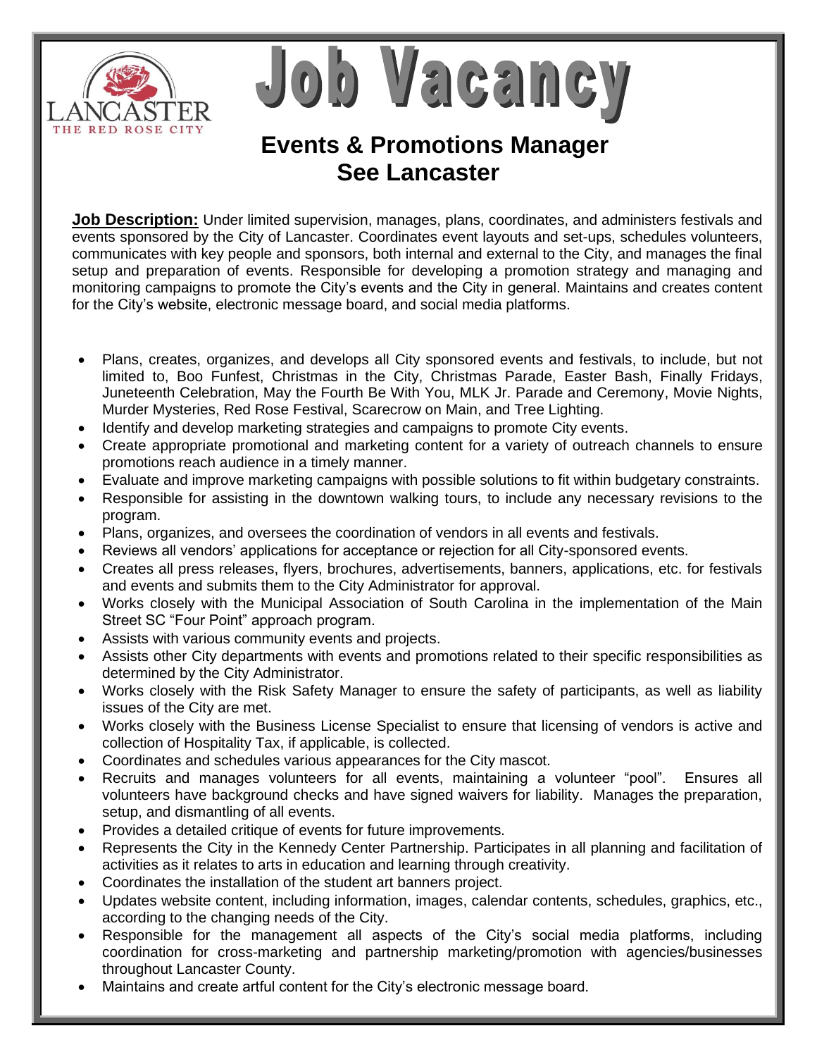LANCASTER
THE RED ROSE CITY

# Job Vacancy

## Events & Promotions Manager
## See Lancaster

**Job Description:** Under limited supervision, manages, plans, coordinates, and administers festivals and events sponsored by the City of Lancaster. Coordinates event layouts and set-ups, schedules volunteers, communicates with key people and sponsors, both internal and external to the City, and manages the final setup and preparation of events. Responsible for developing a promotion strategy and managing and monitoring campaigns to promote the City's events and the City in general. Maintains and creates content for the City's website, electronic message board, and social media platforms.

- Plans, creates, organizes, and develops all City sponsored events and festivals, to include, but not limited to, Boo Funfest, Christmas in the City, Christmas Parade, Easter Bash, Finally Fridays, Juneteenth Celebration, May the Fourth Be With You, MLK Jr. Parade and Ceremony, Movie Nights, Murder Mysteries, Red Rose Festival, Scarecrow on Main, and Tree Lighting.
- Identify and develop marketing strategies and campaigns to promote City events.
- Create appropriate promotional and marketing content for a variety of outreach channels to ensure promotions reach audience in a timely manner.
- Evaluate and improve marketing campaigns with possible solutions to fit within budgetary constraints.
- Responsible for assisting in the downtown walking tours, to include any necessary revisions to the program.
- Plans, organizes, and oversees the coordination of vendors in all events and festivals.
- Reviews all vendors' applications for acceptance or rejection for all City-sponsored events.
- Creates all press releases, flyers, brochures, advertisements, banners, applications, etc. for festivals and events and submits them to the City Administrator for approval.
- Works closely with the Municipal Association of South Carolina in the implementation of the Main Street SC "Four Point" approach program.
- Assists with various community events and projects.
- Assists other City departments with events and promotions related to their specific responsibilities as determined by the City Administrator.
- Works closely with the Risk Safety Manager to ensure the safety of participants, as well as liability issues of the City are met.
- Works closely with the Business License Specialist to ensure that licensing of vendors is active and collection of Hospitality Tax, if applicable, is collected.
- Coordinates and schedules various appearances for the City mascot.
- Recruits and manages volunteers for all events, maintaining a volunteer "pool". Ensures all volunteers have background checks and have signed waivers for liability. Manages the preparation, setup, and dismantling of all events.
- Provides a detailed critique of events for future improvements.
- Represents the City in the Kennedy Center Partnership. Participates in all planning and facilitation of activities as it relates to arts in education and learning through creativity.
- Coordinates the installation of the student art banners project.
- Updates website content, including information, images, calendar contents, schedules, graphics, etc., according to the changing needs of the City.
- Responsible for the management all aspects of the City's social media platforms, including coordination for cross-marketing and partnership marketing/promotion with agencies/businesses throughout Lancaster County.
- Maintains and create artful content for the City's electronic message board.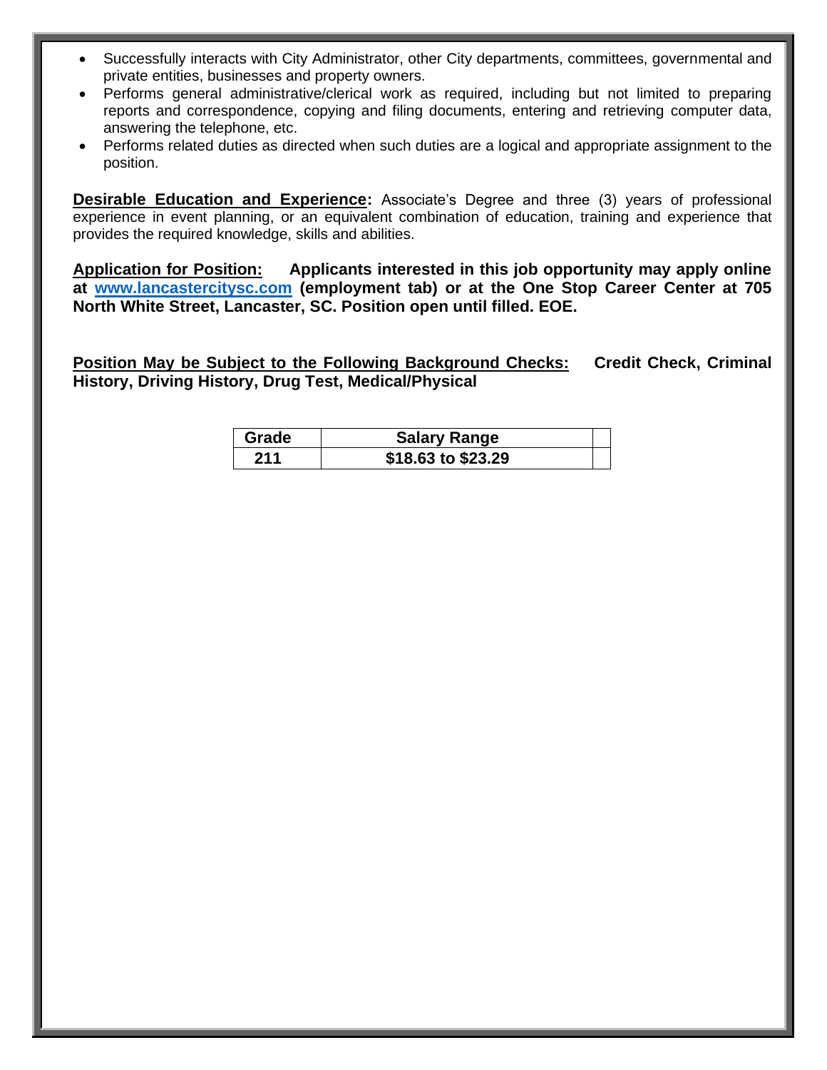- Successfully interacts with City Administrator, other City departments, committees, governmental and private entities, businesses and property owners.
- Performs general administrative/clerical work as required, including but not limited to preparing reports and correspondence, copying and filing documents, entering and retrieving computer data, answering the telephone, etc.
- Performs related duties as directed when such duties are a logical and appropriate assignment to the position.

**Desirable Education and Experience:** Associate's Degree and three (3) years of professional experience in event planning, or an equivalent combination of education, training and experience that provides the required knowledge, skills and abilities.

**Application for Position:** **Applicants interested in this job opportunity may apply online at www.lancastercitysc.com (employment tab) or at the One Stop Career Center at 705 North White Street, Lancaster, SC. Position open until filled. EOE.**

**Position May be Subject to the Following Background Checks:** **Credit Check, Criminal History, Driving History, Drug Test, Medical/Physical**

| Grade | Salary Range | |
|---|---|---|
| 211 | $18.63 to $23.29 | |